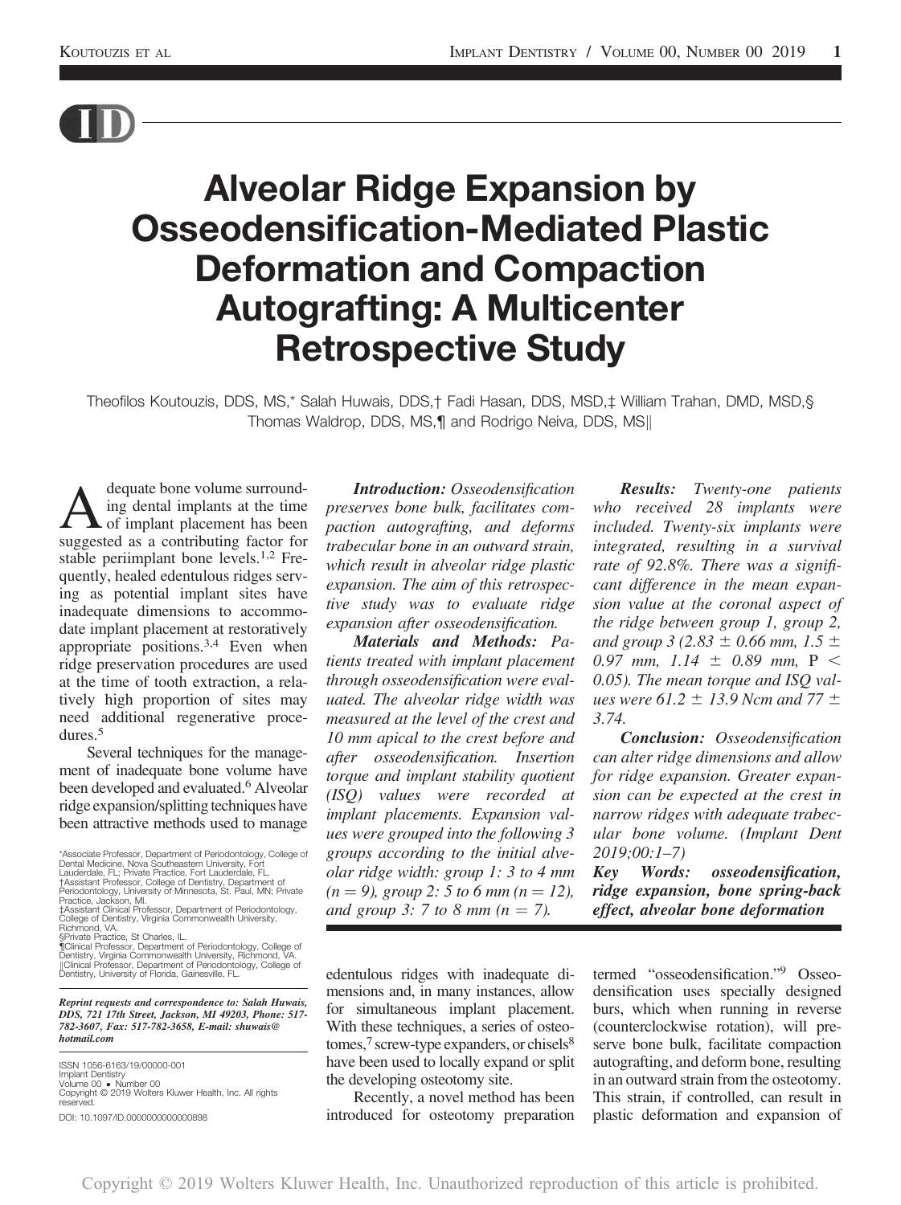# Alveolar Ridge Expansion by Osseodensification-Mediated Plastic Deformation and Compaction Autografting: A Multicenter Retrospective Study

Theofilos Koutouzis, DDS, MS,* Salah Huwais, DDS,† Fadi Hasan, DDS, MSD,‡ William Trahan, DMD, MSD,§ Thomas Waldrop, DDS, MS,¶ and Rodrigo Neiva, DDS, MS||

***Introduction:*** *Osseodensification preserves bone bulk, facilitates compaction autografting, and deforms trabecular bone in an outward strain, which result in alveolar ridge plastic expansion. The aim of this retrospective study was to evaluate ridge expansion after osseodensification.*

***Materials and Methods:*** *Patients treated with implant placement through osseodensification were evaluated. The alveolar ridge width was measured at the level of the crest and 10 mm apical to the crest before and after osseodensification. Insertion torque and implant stability quotient (ISQ) values were recorded at implant placements. Expansion values were grouped into the following 3 groups according to the initial alveolar ridge width: group 1: 3 to 4 mm ($n = 9$), group 2: 5 to 6 mm ($n = 12$), and group 3: 7 to 8 mm ($n = 7$).*

***Results:*** *Twenty-one patients who received 28 implants were included. Twenty-six implants were integrated, resulting in a survival rate of 92.8%. There was a significant difference in the mean expansion value at the coronal aspect of the ridge between group 1, group 2, and group 3 (2.83 ± 0.66 mm, 1.5 ± 0.97 mm, 1.14 ± 0.89 mm, $P < 0.05$). The mean torque and ISQ values were 61.2 ± 13.9 Ncm and 77 ± 3.74.*

***Conclusion:*** *Osseodensification can alter ridge dimensions and allow for ridge expansion. Greater expansion can be expected at the crest in narrow ridges with adequate trabecular bone volume. (Implant Dent 2019;00:1–7)*

***Key Words:*** ***osseodensification, ridge expansion, bone spring-back effect, alveolar bone deformation***

Adequate bone volume surrounding dental implants at the time of implant placement has been suggested as a contributing factor for stable periimplant bone levels.[1,2] Frequently, healed edentulous ridges serving as potential implant sites have inadequate dimensions to accommodate implant placement at restoratively appropriate positions.[3,4] Even when ridge preservation procedures are used at the time of tooth extraction, a relatively high proportion of sites may need additional regenerative procedures.[5]

Several techniques for the management of inadequate bone volume have been developed and evaluated.[6] Alveolar ridge expansion/splitting techniques have been attractive methods used to manage edentulous ridges with inadequate dimensions and, in many instances, allow for simultaneous implant placement. With these techniques, a series of osteotomes,[7] screw-type expanders, or chisels[8] have been used to locally expand or split the developing osteotomy site.

Recently, a novel method has been introduced for osteotomy preparation termed "osseodensification."[9] Osseodensification uses specially designed burs, which when running in reverse (counterclockwise rotation), will preserve bone bulk, facilitate compaction autografting, and deform bone, resulting in an outward strain from the osteotomy. This strain, if controlled, can result in plastic deformation and expansion of

---

*Associate Professor, Department of Periodontology, College of Dental Medicine, Nova Southeastern University, Fort Lauderdale, FL; Private Practice, Fort Lauderdale, FL.
†Assistant Professor, College of Dentistry, Department of Periodontology, University of Minnesota, St. Paul, MN; Private Practice, Jackson, MI.
‡Assistant Clinical Professor, Department of Periodontology, College of Dentistry, Virginia Commonwealth University, Richmond, VA.
§Private Practice, St Charles, IL.
¶Clinical Professor, Department of Periodontology, College of Dentistry, Virginia Commonwealth University, Richmond, VA.
||Clinical Professor, Department of Periodontology, College of Dentistry, University of Florida, Gainesville, FL.

***Reprint requests and correspondence to: Salah Huwais, DDS, 721 17th Street, Jackson, MI 49203, Phone: 517-782-3607, Fax: 517-782-3658, E-mail: shuwais@hotmail.com***

ISSN 1056-6163/19/00000-001
Implant Dentistry
Volume 00 • Number 00
Copyright © 2019 Wolters Kluwer Health, Inc. All rights reserved.

DOI: 10.1097/ID.0000000000000898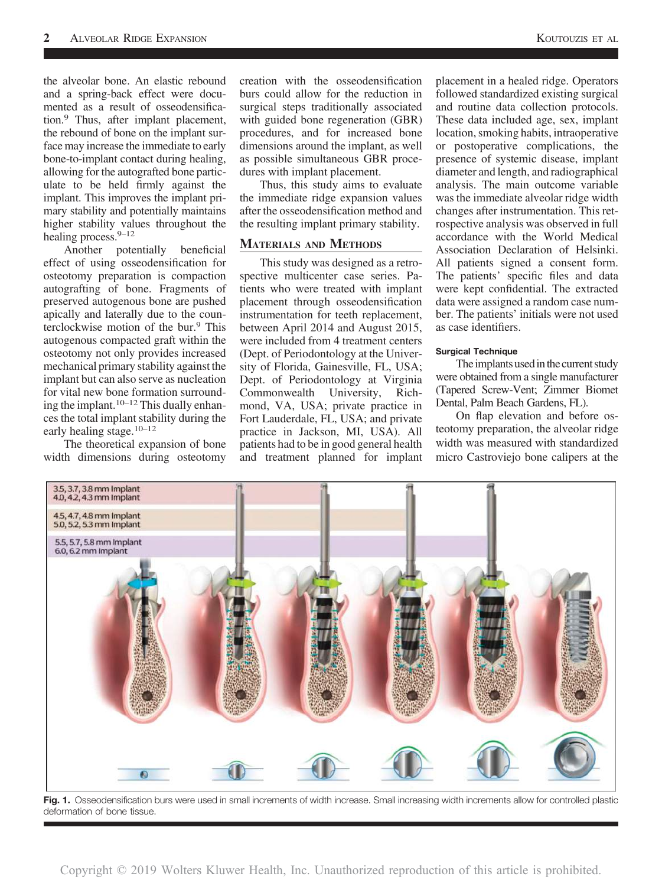the alveolar bone. An elastic rebound and a spring-back effect were documented as a result of osseodensification.[9] Thus, after implant placement, the rebound of bone on the implant surface may increase the immediate to early bone-to-implant contact during healing, allowing for the autografted bone particulate to be held firmly against the implant. This improves the implant primary stability and potentially maintains higher stability values throughout the healing process.[9–12]

Another potentially beneficial effect of using osseodensification for osteotomy preparation is compaction autografting of bone. Fragments of preserved autogenous bone are pushed apically and laterally due to the counterclockwise motion of the bur.[9] This autogenous compacted graft within the osteotomy not only provides increased mechanical primary stability against the implant but can also serve as nucleation for vital new bone formation surrounding the implant.[10–12] This dually enhances the total implant stability during the early healing stage.[10–12]

The theoretical expansion of bone width dimensions during osteotomy creation with the osseodensification burs could allow for the reduction in surgical steps traditionally associated with guided bone regeneration (GBR) procedures, and for increased bone dimensions around the implant, as well as possible simultaneous GBR procedures with implant placement.

Thus, this study aims to evaluate the immediate ridge expansion values after the osseodensification method and the resulting implant primary stability.

## Materials and Methods

This study was designed as a retrospective multicenter case series. Patients who were treated with implant placement through osseodensification instrumentation for teeth replacement, between April 2014 and August 2015, were included from 4 treatment centers (Dept. of Periodontology at the University of Florida, Gainesville, FL, USA; Dept. of Periodontology at Virginia Commonwealth University, Richmond, VA, USA; private practice in Fort Lauderdale, FL, USA; and private practice in Jackson, MI, USA). All patients had to be in good general health and treatment planned for implant placement in a healed ridge. Operators followed standardized existing surgical and routine data collection protocols. These data included age, sex, implant location, smoking habits, intraoperative or postoperative complications, the presence of systemic disease, implant diameter and length, and radiographical analysis. The main outcome variable was the immediate alveolar ridge width changes after instrumentation. This retrospective analysis was observed in full accordance with the World Medical Association Declaration of Helsinki. All patients signed a consent form. The patients' specific files and data were kept confidential. The extracted data were assigned a random case number. The patients' initials were not used as case identifiers.

### Surgical Technique

The implants used in the current study were obtained from a single manufacturer (Tapered Screw-Vent; Zimmer Biomet Dental, Palm Beach Gardens, FL).

On flap elevation and before osteotomy preparation, the alveolar ridge width was measured with standardized micro Castroviejo bone calipers at the

**Fig. 1.** Osseodensification burs were used in small increments of width increase. Small increasing width increments allow for controlled plastic deformation of bone tissue.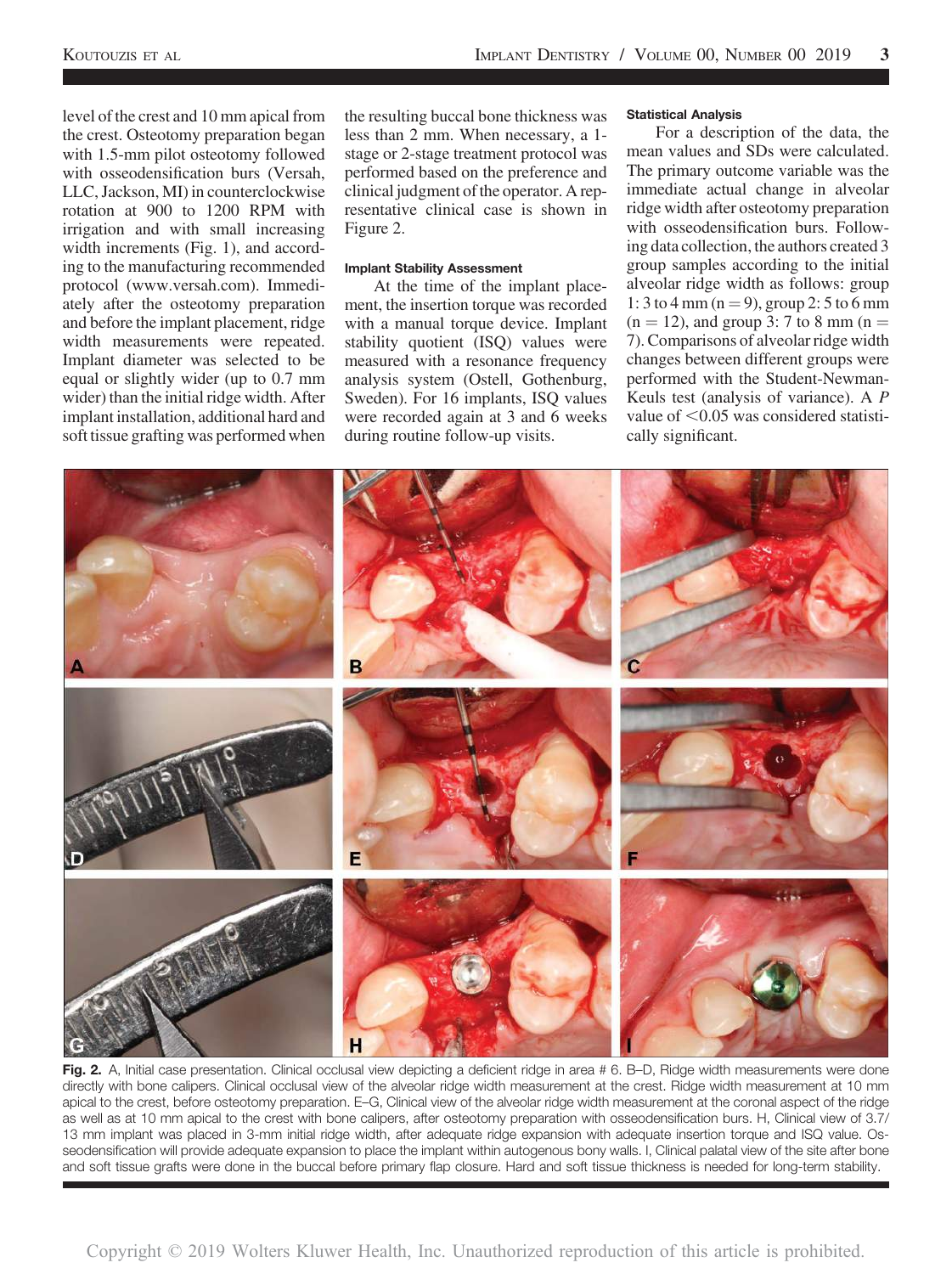level of the crest and 10 mm apical from the crest. Osteotomy preparation began with 1.5-mm pilot osteotomy followed with osseodensification burs (Versah, LLC, Jackson, MI) in counterclockwise rotation at 900 to 1200 RPM with irrigation and with small increasing width increments (Fig. 1), and according to the manufacturing recommended protocol (www.versah.com). Immediately after the osteotomy preparation and before the implant placement, ridge width measurements were repeated. Implant diameter was selected to be equal or slightly wider (up to 0.7 mm wider) than the initial ridge width. After implant installation, additional hard and soft tissue grafting was performed when the resulting buccal bone thickness was less than 2 mm. When necessary, a 1-stage or 2-stage treatment protocol was performed based on the preference and clinical judgment of the operator. A representative clinical case is shown in Figure 2.

#### Implant Stability Assessment

At the time of the implant placement, the insertion torque was recorded with a manual torque device. Implant stability quotient (ISQ) values were measured with a resonance frequency analysis system (Ostell, Gothenburg, Sweden). For 16 implants, ISQ values were recorded again at 3 and 6 weeks during routine follow-up visits.

#### Statistical Analysis

For a description of the data, the mean values and SDs were calculated. The primary outcome variable was the immediate actual change in alveolar ridge width after osteotomy preparation with osseodensification burs. Following data collection, the authors created 3 group samples according to the initial alveolar ridge width as follows: group 1: 3 to 4 mm ($n = 9$), group 2: 5 to 6 mm ($n = 12$), and group 3: 7 to 8 mm ($n = 7$). Comparisons of alveolar ridge width changes between different groups were performed with the Student-Newman-Keuls test (analysis of variance). A $P$ value of $<0.05$ was considered statistically significant.

**Fig. 2.** A, Initial case presentation. Clinical occlusal view depicting a deficient ridge in area # 6. B–D, Ridge width measurements were done directly with bone calipers. Clinical occlusal view of the alveolar ridge width measurement at the crest. Ridge width measurement at 10 mm apical to the crest, before osteotomy preparation. E–G, Clinical view of the alveolar ridge width measurement at the coronal aspect of the ridge as well as at 10 mm apical to the crest with bone calipers, after osteotomy preparation with osseodensification burs. H, Clinical view of 3.7/13 mm implant was placed in 3-mm initial ridge width, after adequate ridge expansion with adequate insertion torque and ISQ value. Osseodensification will provide adequate expansion to place the implant within autogenous bony walls. I, Clinical palatal view of the site after bone and soft tissue grafts were done in the buccal before primary flap closure. Hard and soft tissue thickness is needed for long-term stability.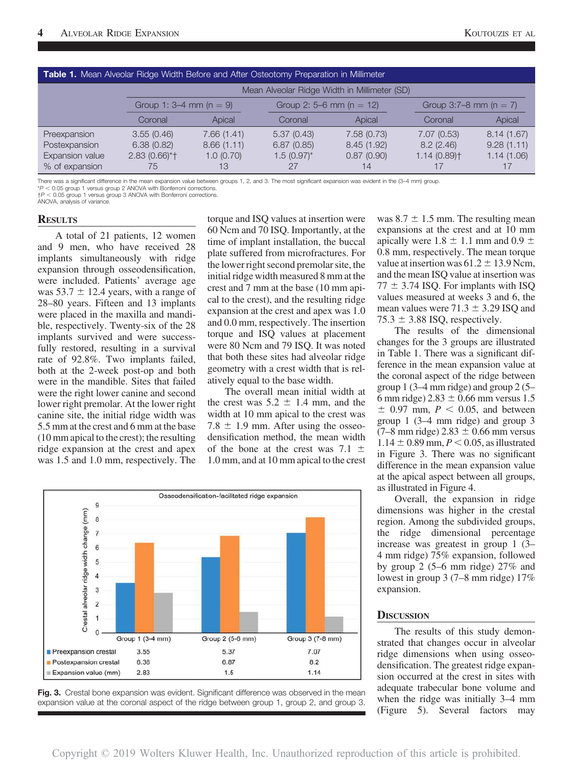**Table 1.** Mean Alveolar Ridge Width Before and After Osteotomy Preparation in Millimeter

| | Mean Alveolar Ridge Width in Millimeter (SD) | | | | | |
|---|---|---|---|---|---|---|
| | Group 1: 3–4 mm (n = 9) | | Group 2: 5–6 mm (n = 12) | | Group 3:7–8 mm (n = 7) | |
| | Coronal | Apical | Coronal | Apical | Coronal | Apical |
| Preexpansion | 3.55 (0.46) | 7.66 (1.41) | 5.37 (0.43) | 7.58 (0.73) | 7.07 (0.53) | 8.14 (1.67) |
| Postexpansion | 6.38 (0.82) | 8.66 (1.11) | 6.87 (0.85) | 8.45 (1.92) | 8.2 (2.46) | 9.28 (1.11) |
| Expansion value | 2.83 (0.66)*† | 1.0 (0.70) | 1.5 (0.97)* | 0.87 (0.90) | 1.14 (0.89)† | 1.14 (1.06) |
| % of expansion | 75 | 13 | 27 | 14 | 17 | 17 |

There was a significant difference in the mean expansion value between groups 1, 2, and 3. The most significant expansion was evident in the (3–4 mm) group.
*$P < 0.05$ group 1 versus group 2 ANOVA with Bonferroni corrections.
†$P < 0.05$ group 1 versus group 3 ANOVA with Bonferroni corrections.
ANOVA, analysis of variance.

## Results

A total of 21 patients, 12 women and 9 men, who have received 28 implants simultaneously with ridge expansion through osseodensification, were included. Patients' average age was 53.7 ± 12.4 years, with a range of 28–80 years. Fifteen and 13 implants were placed in the maxilla and mandible, respectively. Twenty-six of the 28 implants survived and were successfully restored, resulting in a survival rate of 92.8%. Two implants failed, both at the 2-week post-op and both were in the mandible. Sites that failed were the right lower canine and second lower right premolar. At the lower right canine site, the initial ridge width was 5.5 mm at the crest and 6 mm at the base (10 mm apical to the crest); the resulting ridge expansion at the crest and apex was 1.5 and 1.0 mm, respectively. The torque and ISQ values at insertion were 60 Ncm and 70 ISQ. Importantly, at the time of implant installation, the buccal plate suffered from microfractures. For the lower right second premolar site, the initial ridge width measured 8 mm at the crest and 7 mm at the base (10 mm apical to the crest), and the resulting ridge expansion at the crest and apex was 1.0 and 0.0 mm, respectively. The insertion torque and ISQ values at placement were 80 Ncm and 79 ISQ. It was noted that both these sites had alveolar ridge geometry with a crest width that is relatively equal to the base width.

The overall mean initial width at the crest was 5.2 ± 1.4 mm, and the width at 10 mm apical to the crest was 7.8 ± 1.9 mm. After using the osseodensification method, the mean width of the bone at the crest was 7.1 ± 1.0 mm, and at 10 mm apical to the crest was 8.7 ± 1.5 mm. The resulting mean expansions at the crest and at 10 mm apically were 1.8 ± 1.1 mm and 0.9 ± 0.8 mm, respectively. The mean torque value at insertion was 61.2 ± 13.9 Ncm, and the mean ISQ value at insertion was 77 ± 3.74 ISQ. For implants with ISQ values measured at weeks 3 and 6, the mean values were 71.3 ± 3.29 ISQ and 75.3 ± 3.88 ISQ, respectively.

The results of the dimensional changes for the 3 groups are illustrated in Table 1. There was a significant difference in the mean expansion value at the coronal aspect of the ridge between group 1 (3–4 mm ridge) and group 2 (5–6 mm ridge) 2.83 ± 0.66 mm versus 1.5 ± 0.97 mm, $P < 0.05$, and between group 1 (3–4 mm ridge) and group 3 (7–8 mm ridge) 2.83 ± 0.66 mm versus 1.14 ± 0.89 mm, $P < 0.05$, as illustrated in Figure 3. There was no significant difference in the mean expansion value at the apical aspect between all groups, as illustrated in Figure 4.

Overall, the expansion in ridge dimensions was higher in the crestal region. Among the subdivided groups, the ridge dimensional percentage increase was greatest in group 1 (3–4 mm ridge) 75% expansion, followed by group 2 (5–6 mm ridge) 27% and lowest in group 3 (7–8 mm ridge) 17% expansion.

Osseodensification-facilitated ridge expansion

| | Group 1 (3-4 mm) | Group 2 (5-6 mm) | Group 3 (7-8 mm) |
|---|---|---|---|
| Preexpansion crestal | 3.55 | 5.37 | 7.07 |
| Postexpansion crestal | 6.38 | 6.87 | 8.2 |
| Expansion value (mm) | 2.83 | 1.5 | 1.14 |

**Fig. 3.** Crestal bone expansion was evident. Significant difference was observed in the mean expansion value at the coronal aspect of the ridge between group 1, group 2, and group 3.

## Discussion

The results of this study demonstrated that changes occur in alveolar ridge dimensions when using osseodensification. The greatest ridge expansion occurred at the crest in sites with adequate trabecular bone volume and when the ridge was initially 3–4 mm (Figure 5). Several factors may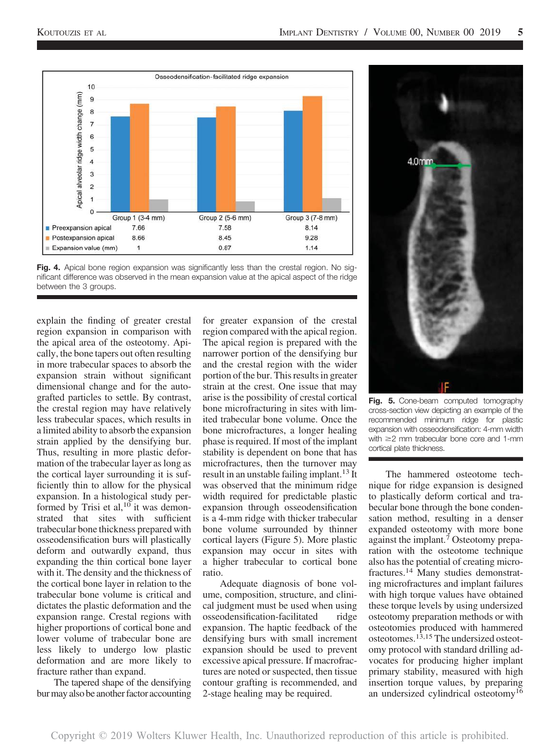| | Group 1 (3-4 mm) | Group 2 (5-6 mm) | Group 3 (7-8 mm) |
|---|---|---|---|
| Preexpansion apical | 7.66 | 7.58 | 8.14 |
| Postexpansion apical | 8.66 | 8.45 | 9.28 |
| Expansion value (mm) | 1 | 0.87 | 1.14 |

**Fig. 4.** Apical bone region expansion was significantly less than the crestal region. No significant difference was observed in the mean expansion value at the apical aspect of the ridge between the 3 groups.

explain the finding of greater crestal region expansion in comparison with the apical area of the osteotomy. Apically, the bone tapers out often resulting in more trabecular spaces to absorb the expansion strain without significant dimensional change and for the autografted particles to settle. By contrast, the crestal region may have relatively less trabecular spaces, which results in a limited ability to absorb the expansion strain applied by the densifying bur. Thus, resulting in more plastic deformation of the trabecular layer as long as the cortical layer surrounding it is sufficiently thin to allow for the physical expansion. In a histological study performed by Trisi et al,[10] it was demonstrated that sites with sufficient trabecular bone thickness prepared with osseodensification burs will plastically deform and outwardly expand, thus expanding the thin cortical bone layer with it. The density and the thickness of the cortical bone layer in relation to the trabecular bone volume is critical and dictates the plastic deformation and the expansion range. Crestal regions with higher proportions of cortical bone and lower volume of trabecular bone are less likely to undergo low plastic deformation and are more likely to fracture rather than expand.

The tapered shape of the densifying bur may also be another factor accounting for greater expansion of the crestal region compared with the apical region. The apical region is prepared with the narrower portion of the densifying bur and the crestal region with the wider portion of the bur. This results in greater strain at the crest. One issue that may arise is the possibility of crestal cortical bone microfracturing in sites with limited trabecular bone volume. Once the bone microfractures, a longer healing phase is required. If most of the implant stability is dependent on bone that has microfractures, then the turnover may result in an unstable failing implant.[13] It was observed that the minimum ridge width required for predictable plastic expansion through osseodensification is a 4-mm ridge with thicker trabecular bone volume surrounded by thinner cortical layers (Figure 5). More plastic expansion may occur in sites with a higher trabecular to cortical bone ratio.

Adequate diagnosis of bone volume, composition, structure, and clinical judgment must be used when using osseodensification-facilitated ridge expansion. The haptic feedback of the densifying burs with small increment expansion should be used to prevent excessive apical pressure. If macrofractures are noted or suspected, then tissue contour grafting is recommended, and 2-stage healing may be required.

**Fig. 5.** Cone-beam computed tomography cross-section view depicting an example of the recommended minimum ridge for plastic expansion with osseodensification: 4-mm width with ≥2 mm trabecular bone core and 1-mm cortical plate thickness.

The hammered osteotome technique for ridge expansion is designed to plastically deform cortical and trabecular bone through the bone condensation method, resulting in a denser expanded osteotomy with more bone against the implant.[7] Osteotomy preparation with the osteotome technique also has the potential of creating microfractures.[14] Many studies demonstrating microfractures and implant failures with high torque values have obtained these torque levels by using undersized osteotomy preparation methods or with osteotomies produced with hammered osteotomes.[13,15] The undersized osteotomy protocol with standard drilling advocates for producing higher implant primary stability, measured with high insertion torque values, by preparing an undersized cylindrical osteotomy[16]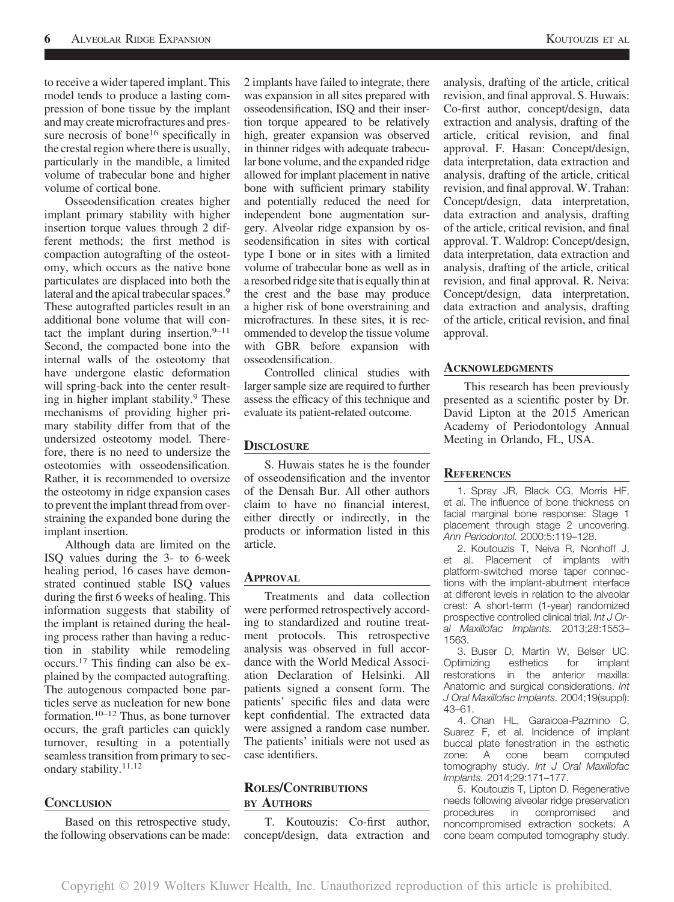to receive a wider tapered implant. This model tends to produce a lasting compression of bone tissue by the implant and may create microfractures and pressure necrosis of bone[16] specifically in the crestal region where there is usually, particularly in the mandible, a limited volume of trabecular bone and higher volume of cortical bone.

Osseodensification creates higher implant primary stability with higher insertion torque values through 2 different methods; the first method is compaction autografting of the osteotomy, which occurs as the native bone particulates are displaced into both the lateral and the apical trabecular spaces.[9] These autografted particles result in an additional bone volume that will contact the implant during insertion.[9–11] Second, the compacted bone into the internal walls of the osteotomy that have undergone elastic deformation will spring-back into the center resulting in higher implant stability.[9] These mechanisms of providing higher primary stability differ from that of the undersized osteotomy model. Therefore, there is no need to undersize the osteotomies with osseodensification. Rather, it is recommended to oversize the osteotomy in ridge expansion cases to prevent the implant thread from overstraining the expanded bone during the implant insertion.

Although data are limited on the ISQ values during the 3- to 6-week healing period, 16 cases have demonstrated continued stable ISQ values during the first 6 weeks of healing. This information suggests that stability of the implant is retained during the healing process rather than having a reduction in stability while remodeling occurs.[17] This finding can also be explained by the compacted autografting. The autogenous compacted bone particles serve as nucleation for new bone formation.[10–12] Thus, as bone turnover occurs, the graft particles can quickly turnover, resulting in a potentially seamless transition from primary to secondary stability.[11,12]

## Conclusion

Based on this retrospective study, the following observations can be made: 2 implants have failed to integrate, there was expansion in all sites prepared with osseodensification, ISQ and their insertion torque appeared to be relatively high, greater expansion was observed in thinner ridges with adequate trabecular bone volume, and the expanded ridge allowed for implant placement in native bone with sufficient primary stability and potentially reduced the need for independent bone augmentation surgery. Alveolar ridge expansion by osseodensification in sites with cortical type I bone or in sites with a limited volume of trabecular bone as well as in a resorbed ridge site that is equally thin at the crest and the base may produce a higher risk of bone overstraining and microfractures. In these sites, it is recommended to develop the tissue volume with GBR before expansion with osseodensification.

Controlled clinical studies with larger sample size are required to further assess the efficacy of this technique and evaluate its patient-related outcome.

## Disclosure

S. Huwais states he is the founder of osseodensification and the inventor of the Densah Bur. All other authors claim to have no financial interest, either directly or indirectly, in the products or information listed in this article.

## Approval

Treatments and data collection were performed retrospectively according to standardized and routine treatment protocols. This retrospective analysis was observed in full accordance with the World Medical Association Declaration of Helsinki. All patients signed a consent form. The patients' specific files and data were kept confidential. The extracted data were assigned a random case number. The patients' initials were not used as case identifiers.

## Roles/Contributions by Authors

T. Koutouzis: Co-first author, concept/design, data extraction and analysis, drafting of the article, critical revision, and final approval. S. Huwais: Co-first author, concept/design, data extraction and analysis, drafting of the article, critical revision, and final approval. F. Hasan: Concept/design, data interpretation, data extraction and analysis, drafting of the article, critical revision, and final approval. W. Trahan: Concept/design, data interpretation, data extraction and analysis, drafting of the article, critical revision, and final approval. T. Waldrop: Concept/design, data interpretation, data extraction and analysis, drafting of the article, critical revision, and final approval. R. Neiva: Concept/design, data interpretation, data extraction and analysis, drafting of the article, critical revision, and final approval.

## Acknowledgments

This research has been previously presented as a scientific poster by Dr. David Lipton at the 2015 American Academy of Periodontology Annual Meeting in Orlando, FL, USA.

## References

1. Spray JR, Black CG, Morris HF, et al. The influence of bone thickness on facial marginal bone response: Stage 1 placement through stage 2 uncovering. *Ann Periodontol.* 2000;5:119–128.
2. Koutouzis T, Neiva R, Nonhoff J, et al. Placement of implants with platform-switched morse taper connections with the implant-abutment interface at different levels in relation to the alveolar crest: A short-term (1-year) randomized prospective controlled clinical trial. *Int J Oral Maxillofac Implants.* 2013;28:1553–1563.
3. Buser D, Martin W, Belser UC. Optimizing esthetics for implant restorations in the anterior maxilla: Anatomic and surgical considerations. *Int J Oral Maxillofac Implants.* 2004;19(suppl):43–61.
4. Chan HL, Garaicoa-Pazmino C, Suarez F, et al. Incidence of implant buccal plate fenestration in the esthetic zone: A cone beam computed tomography study. *Int J Oral Maxillofac Implants.* 2014;29:171–177.
5. Koutouzis T, Lipton D. Regenerative needs following alveolar ridge preservation procedures in compromised and noncompromised extraction sockets: A cone beam computed tomography study.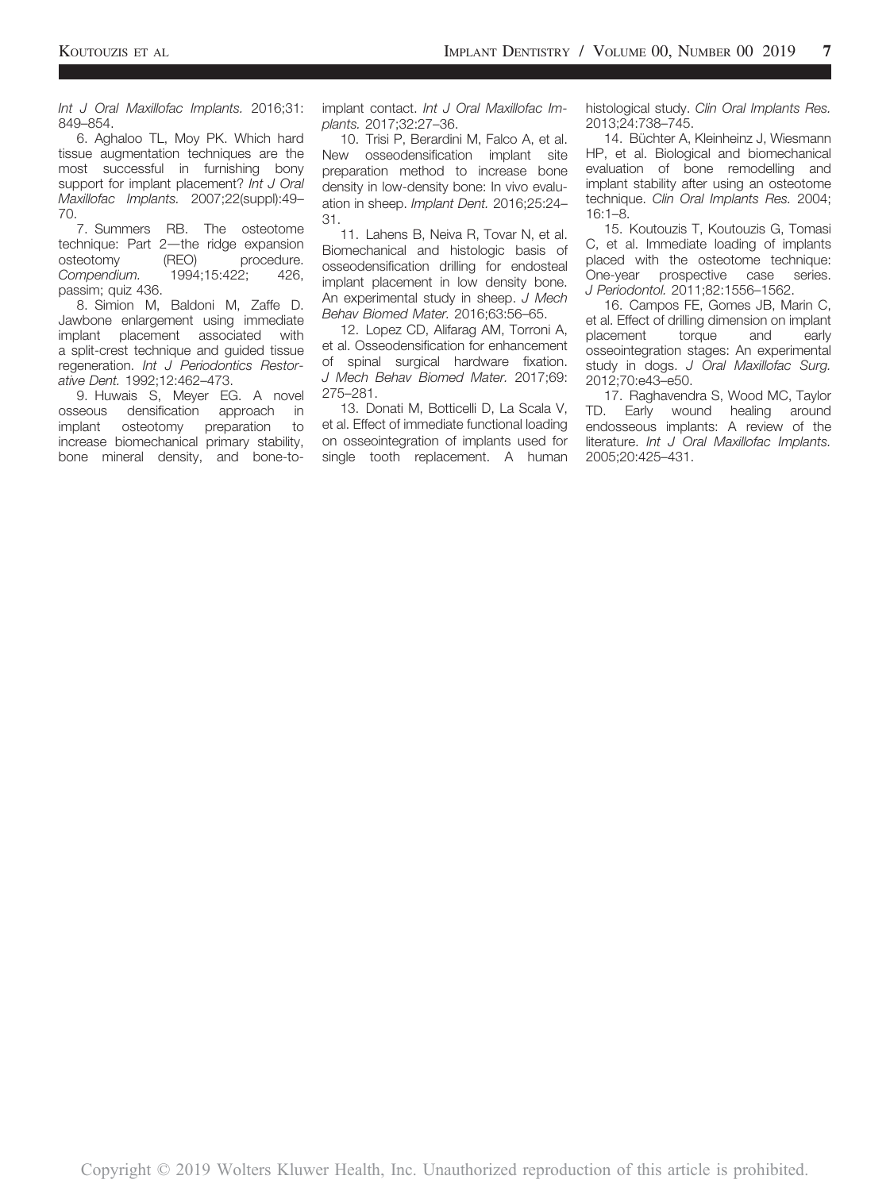*Int J Oral Maxillofac Implants.* 2016;31: 849–854.

6. Aghaloo TL, Moy PK. Which hard tissue augmentation techniques are the most successful in furnishing bony support for implant placement? *Int J Oral Maxillofac Implants.* 2007;22(suppl):49–70.

7. Summers RB. The osteotome technique: Part 2—the ridge expansion osteotomy (REO) procedure. *Compendium.* 1994;15:422; 426, passim; quiz 436.

8. Simion M, Baldoni M, Zaffe D. Jawbone enlargement using immediate implant placement associated with a split-crest technique and guided tissue regeneration. *Int J Periodontics Restorative Dent.* 1992;12:462–473.

9. Huwais S, Meyer EG. A novel osseous densification approach in implant osteotomy preparation to increase biomechanical primary stability, bone mineral density, and bone-to-implant contact. *Int J Oral Maxillofac Implants.* 2017;32:27–36.

10. Trisi P, Berardini M, Falco A, et al. New osseodensification implant site preparation method to increase bone density in low-density bone: In vivo evaluation in sheep. *Implant Dent.* 2016;25:24–31.

11. Lahens B, Neiva R, Tovar N, et al. Biomechanical and histologic basis of osseodensification drilling for endosteal implant placement in low density bone. An experimental study in sheep. *J Mech Behav Biomed Mater.* 2016;63:56–65.

12. Lopez CD, Alifarag AM, Torroni A, et al. Osseodensification for enhancement of spinal surgical hardware fixation. *J Mech Behav Biomed Mater.* 2017;69: 275–281.

13. Donati M, Botticelli D, La Scala V, et al. Effect of immediate functional loading on osseointegration of implants used for single tooth replacement. A human histological study. *Clin Oral Implants Res.* 2013;24:738–745.

14. Büchter A, Kleinheinz J, Wiesmann HP, et al. Biological and biomechanical evaluation of bone remodelling and implant stability after using an osteotome technique. *Clin Oral Implants Res.* 2004; 16:1–8.

15. Koutouzis T, Koutouzis G, Tomasi C, et al. Immediate loading of implants placed with the osteotome technique: One-year prospective case series. *J Periodontol.* 2011;82:1556–1562.

16. Campos FE, Gomes JB, Marin C, et al. Effect of drilling dimension on implant placement torque and early osseointegration stages: An experimental study in dogs. *J Oral Maxillofac Surg.* 2012;70:e43–e50.

17. Raghavendra S, Wood MC, Taylor TD. Early wound healing around endosseous implants: A review of the literature. *Int J Oral Maxillofac Implants.* 2005;20:425–431.

Copyright © 2019 Wolters Kluwer Health, Inc. Unauthorized reproduction of this article is prohibited.